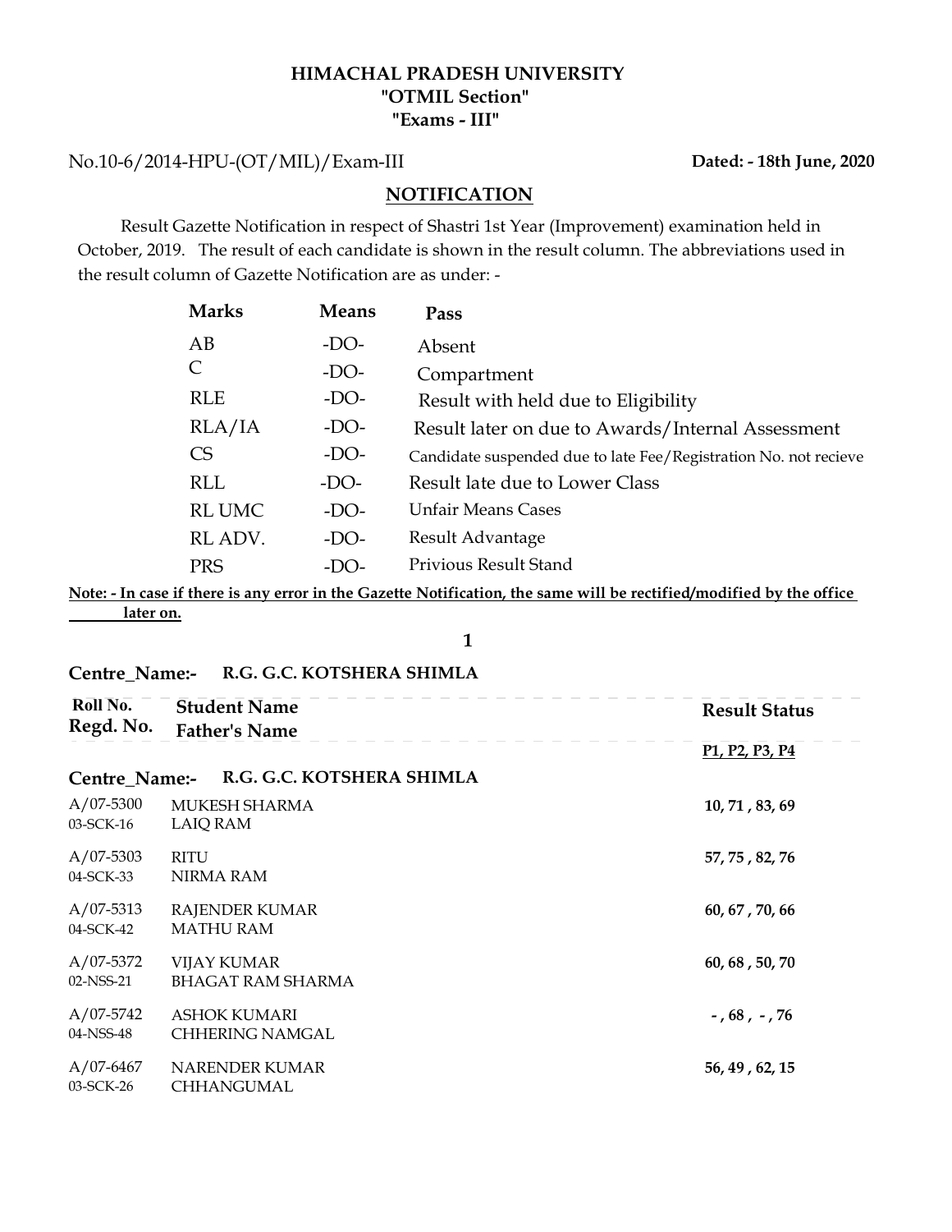**HIMACHAL PRADESH UNIVERSITY**
**"OTMIL Section"**
**"Exams - III"**

No.10-6/2014-HPU-(OT/MIL)/Exam-III **Dated: - 18th June, 2020**

## NOTIFICATION

Result Gazette Notification in respect of Shastri 1st Year (Improvement) examination held in October, 2019. The result of each candidate is shown in the result column. The abbreviations used in the result column of Gazette Notification are as under: -

| Marks | Means | Pass |
|---|---|---|
| AB | -DO- | Absent |
| C | -DO- | Compartment |
| RLE | -DO- | Result with held due to Eligibility |
| RLA/IA | -DO- | Result later on due to Awards/Internal Assessment |
| CS | -DO- | Candidate suspended due to late Fee/Registration No. not recieve |
| RLL | -DO- | Result late due to Lower Class |
| RL UMC | -DO- | Unfair Means Cases |
| RL ADV. | -DO- | Result Advantage |
| PRS | -DO- | Privious Result Stand |

**Note: - In case if there is any error in the Gazette Notification, the same will be rectified/modified by the office later on.**

**1**

**Centre_Name:- R.G. G.C. KOTSHERA SHIMLA**

**Centre_Name:- R.G. G.C. KOTSHERA SHIMLA**

| Roll No. / Regd. No. | Student Name / Father's Name | Result Status (P1, P2, P3, P4) |
|---|---|---|
| A/07-5300<br>03-SCK-16 | MUKESH SHARMA<br>LAIQ RAM | 10, 71 , 83, 69 |
| A/07-5303<br>04-SCK-33 | RITU<br>NIRMA RAM | 57, 75 , 82, 76 |
| A/07-5313<br>04-SCK-42 | RAJENDER KUMAR<br>MATHU RAM | 60, 67 , 70, 66 |
| A/07-5372<br>02-NSS-21 | VIJAY KUMAR<br>BHAGAT RAM SHARMA | 60, 68 , 50, 70 |
| A/07-5742<br>04-NSS-48 | ASHOK KUMARI<br>CHHERING NAMGAL | - , 68 , - , 76 |
| A/07-6467<br>03-SCK-26 | NARENDER KUMAR<br>CHHANGUMAL | 56, 49 , 62, 15 |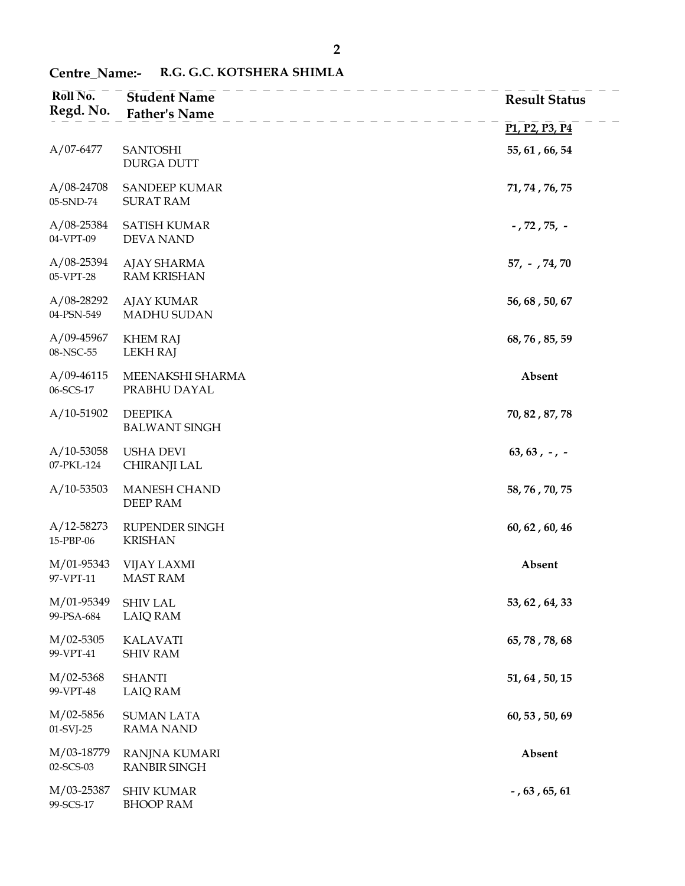**Centre_Name:-** **R.G. G.C. KOTSHERA SHIMLA**

| Roll No. / Regd. No. | Student Name / Father's Name | Result Status (P1, P2, P3, P4) |
| --- | --- | --- |
| A/07-6477 | SANTOSHI<br>DURGA DUTT | 55, 61 , 66, 54 |
| A/08-24708<br>05-SND-74 | SANDEEP KUMAR<br>SURAT RAM | 71, 74 , 76, 75 |
| A/08-25384<br>04-VPT-09 | SATISH KUMAR<br>DEVA NAND | - , 72 , 75, - |
| A/08-25394<br>05-VPT-28 | AJAY SHARMA<br>RAM KRISHAN | 57, - , 74, 70 |
| A/08-28292<br>04-PSN-549 | AJAY KUMAR<br>MADHU SUDAN | 56, 68 , 50, 67 |
| A/09-45967<br>08-NSC-55 | KHEM RAJ<br>LEKH RAJ | 68, 76 , 85, 59 |
| A/09-46115<br>06-SCS-17 | MEENAKSHI SHARMA<br>PRABHU DAYAL | Absent |
| A/10-51902 | DEEPIKA<br>BALWANT SINGH | 70, 82 , 87, 78 |
| A/10-53058<br>07-PKL-124 | USHA DEVI<br>CHIRANJI LAL | 63, 63 , - , - |
| A/10-53503 | MANESH CHAND<br>DEEP RAM | 58, 76 , 70, 75 |
| A/12-58273<br>15-PBP-06 | RUPENDER SINGH<br>KRISHAN | 60, 62 , 60, 46 |
| M/01-95343<br>97-VPT-11 | VIJAY LAXMI<br>MAST RAM | Absent |
| M/01-95349<br>99-PSA-684 | SHIV LAL<br>LAIQ RAM | 53, 62 , 64, 33 |
| M/02-5305<br>99-VPT-41 | KALAVATI<br>SHIV RAM | 65, 78 , 78, 68 |
| M/02-5368<br>99-VPT-48 | SHANTI<br>LAIQ RAM | 51, 64 , 50, 15 |
| M/02-5856<br>01-SVJ-25 | SUMAN LATA<br>RAMA NAND | 60, 53 , 50, 69 |
| M/03-18779<br>02-SCS-03 | RANJNA KUMARI<br>RANBIR SINGH | Absent |
| M/03-25387<br>99-SCS-17 | SHIV KUMAR<br>BHOOP RAM | - , 63 , 65, 61 |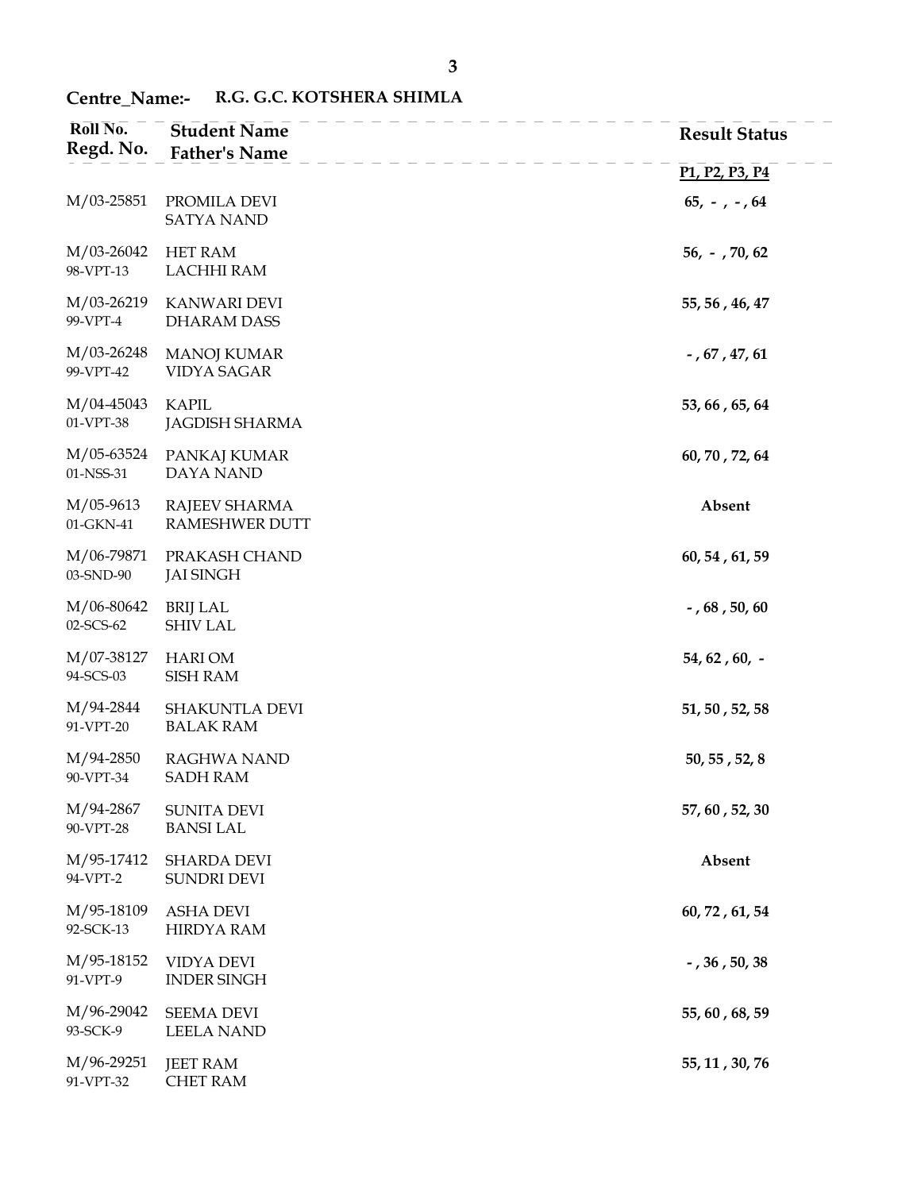**Centre_Name:- R.G. G.C. KOTSHERA SHIMLA**

| Roll No. / Regd. No. | Student Name / Father's Name | Result Status (P1, P2, P3, P4) |
|---|---|---|
| M/03-25851 | PROMILA DEVI / SATYA NAND | 65, - , - , 64 |
| M/03-26042 / 98-VPT-13 | HET RAM / LACHHI RAM | 56, - , 70, 62 |
| M/03-26219 / 99-VPT-4 | KANWARI DEVI / DHARAM DASS | 55, 56 , 46, 47 |
| M/03-26248 / 99-VPT-42 | MANOJ KUMAR / VIDYA SAGAR | - , 67 , 47, 61 |
| M/04-45043 / 01-VPT-38 | KAPIL / JAGDISH SHARMA | 53, 66 , 65, 64 |
| M/05-63524 / 01-NSS-31 | PANKAJ KUMAR / DAYA NAND | 60, 70 , 72, 64 |
| M/05-9613 / 01-GKN-41 | RAJEEV SHARMA / RAMESHWER DUTT | Absent |
| M/06-79871 / 03-SND-90 | PRAKASH CHAND / JAI SINGH | 60, 54 , 61, 59 |
| M/06-80642 / 02-SCS-62 | BRIJ LAL / SHIV LAL | - , 68 , 50, 60 |
| M/07-38127 / 94-SCS-03 | HARI OM / SISH RAM | 54, 62 , 60, - |
| M/94-2844 / 91-VPT-20 | SHAKUNTLA DEVI / BALAK RAM | 51, 50 , 52, 58 |
| M/94-2850 / 90-VPT-34 | RAGHWA NAND / SADH RAM | 50, 55 , 52, 8 |
| M/94-2867 / 90-VPT-28 | SUNITA DEVI / BANSI LAL | 57, 60 , 52, 30 |
| M/95-17412 / 94-VPT-2 | SHARDA DEVI / SUNDRI DEVI | Absent |
| M/95-18109 / 92-SCK-13 | ASHA DEVI / HIRDYA RAM | 60, 72 , 61, 54 |
| M/95-18152 / 91-VPT-9 | VIDYA DEVI / INDER SINGH | - , 36 , 50, 38 |
| M/96-29042 / 93-SCK-9 | SEEMA DEVI / LEELA NAND | 55, 60 , 68, 59 |
| M/96-29251 / 91-VPT-32 | JEET RAM / CHET RAM | 55, 11 , 30, 76 |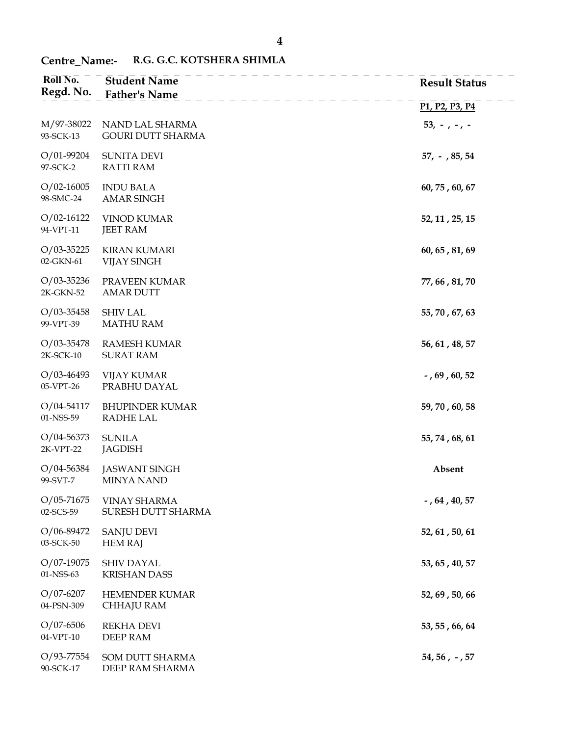**Centre_Name:- R.G. G.C. KOTSHERA SHIMLA**

| Roll No. / Regd. No. | Student Name / Father's Name | Result Status P1, P2, P3, P4 |
|---|---|---|
| M/97-38022 93-SCK-13 | NAND LAL SHARMA GOURI DUTT SHARMA | 53, - , - , - |
| O/01-99204 97-SCK-2 | SUNITA DEVI RATTI RAM | 57, - , 85, 54 |
| O/02-16005 98-SMC-24 | INDU BALA AMAR SINGH | 60, 75 , 60, 67 |
| O/02-16122 94-VPT-11 | VINOD KUMAR JEET RAM | 52, 11 , 25, 15 |
| O/03-35225 02-GKN-61 | KIRAN KUMARI VIJAY SINGH | 60, 65 , 81, 69 |
| O/03-35236 2K-GKN-52 | PRAVEEN KUMAR AMAR DUTT | 77, 66 , 81, 70 |
| O/03-35458 99-VPT-39 | SHIV LAL MATHU RAM | 55, 70 , 67, 63 |
| O/03-35478 2K-SCK-10 | RAMESH KUMAR SURAT RAM | 56, 61 , 48, 57 |
| O/03-46493 05-VPT-26 | VIJAY KUMAR PRABHU DAYAL | - , 69 , 60, 52 |
| O/04-54117 01-NSS-59 | BHUPINDER KUMAR RADHE LAL | 59, 70 , 60, 58 |
| O/04-56373 2K-VPT-22 | SUNILA JAGDISH | 55, 74 , 68, 61 |
| O/04-56384 99-SVT-7 | JASWANT SINGH MINYA NAND | Absent |
| O/05-71675 02-SCS-59 | VINAY SHARMA SURESH DUTT SHARMA | - , 64 , 40, 57 |
| O/06-89472 03-SCK-50 | SANJU DEVI HEM RAJ | 52, 61 , 50, 61 |
| O/07-19075 01-NSS-63 | SHIV DAYAL KRISHAN DASS | 53, 65 , 40, 57 |
| O/07-6207 04-PSN-309 | HEMENDER KUMAR CHHAJU RAM | 52, 69 , 50, 66 |
| O/07-6506 04-VPT-10 | REKHA DEVI DEEP RAM | 53, 55 , 66, 64 |
| O/93-77554 90-SCK-17 | SOM DUTT SHARMA DEEP RAM SHARMA | 54, 56 , - , 57 |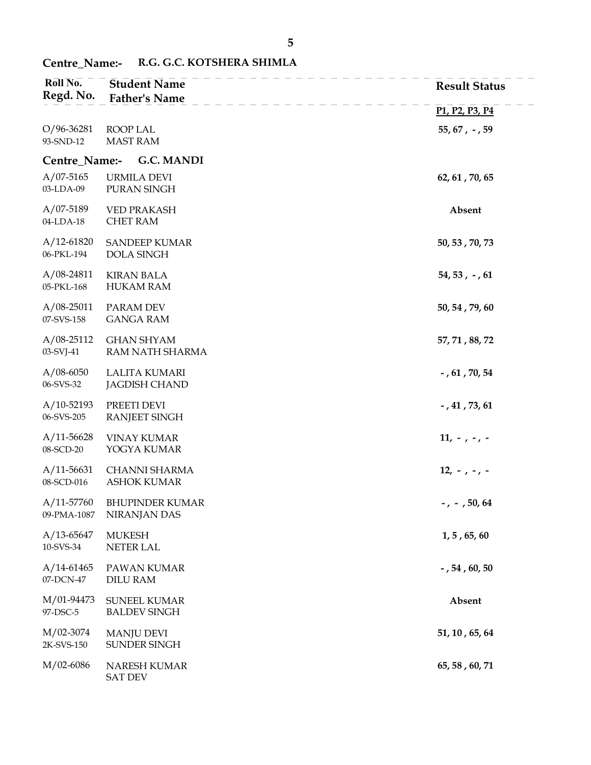**Centre_Name:- R.G. G.C. KOTSHERA SHIMLA**

| Roll No. / Regd. No. | Student Name / Father's Name | Result Status (P1, P2, P3, P4) |
|---|---|---|
| O/96-36281 / 93-SND-12 | ROOP LAL / MAST RAM | 55, 67 , - , 59 |

**Centre_Name:- G.C. MANDI**

| Roll No. / Regd. No. | Student Name / Father's Name | Result Status (P1, P2, P3, P4) |
|---|---|---|
| A/07-5165 / 03-LDA-09 | URMILA DEVI / PURAN SINGH | 62, 61 , 70, 65 |
| A/07-5189 / 04-LDA-18 | VED PRAKASH / CHET RAM | Absent |
| A/12-61820 / 06-PKL-194 | SANDEEP KUMAR / DOLA SINGH | 50, 53 , 70, 73 |
| A/08-24811 / 05-PKL-168 | KIRAN BALA / HUKAM RAM | 54, 53 , - , 61 |
| A/08-25011 / 07-SVS-158 | PARAM DEV / GANGA RAM | 50, 54 , 79, 60 |
| A/08-25112 / 03-SVJ-41 | GHAN SHYAM / RAM NATH SHARMA | 57, 71 , 88, 72 |
| A/08-6050 / 06-SVS-32 | LALITA KUMARI / JAGDISH CHAND | - , 61 , 70, 54 |
| A/10-52193 / 06-SVS-205 | PREETI DEVI / RANJEET SINGH | - , 41 , 73, 61 |
| A/11-56628 / 08-SCD-20 | VINAY KUMAR / YOGYA KUMAR | 11, - , - , - |
| A/11-56631 / 08-SCD-016 | CHANNI SHARMA / ASHOK KUMAR | 12, - , - , - |
| A/11-57760 / 09-PMA-1087 | BHUPINDER KUMAR / NIRANJAN DAS | - , - , 50, 64 |
| A/13-65647 / 10-SVS-34 | MUKESH / NETER LAL | 1, 5 , 65, 60 |
| A/14-61465 / 07-DCN-47 | PAWAN KUMAR / DILU RAM | - , 54 , 60, 50 |
| M/01-94473 / 97-DSC-5 | SUNEEL KUMAR / BALDEV SINGH | Absent |
| M/02-3074 / 2K-SVS-150 | MANJU DEVI / SUNDER SINGH | 51, 10 , 65, 64 |
| M/02-6086 | NARESH KUMAR / SAT DEV | 65, 58 , 60, 71 |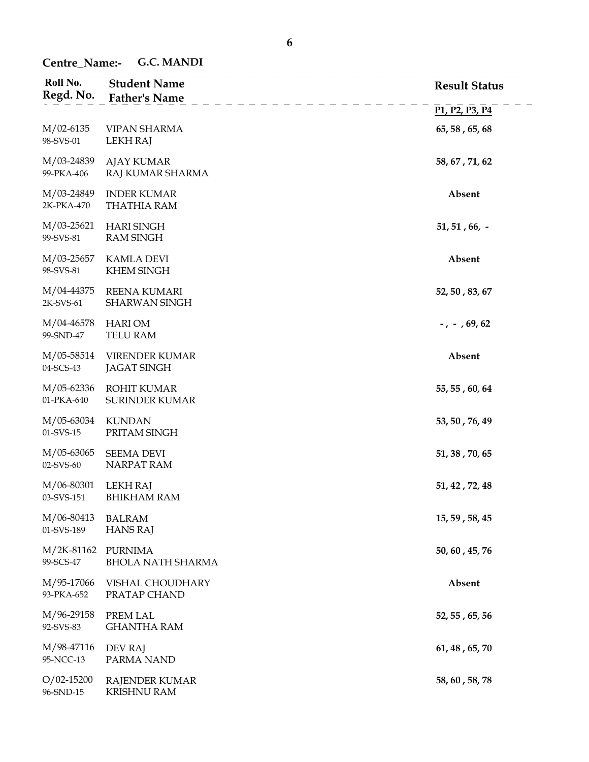**Centre_Name:- G.C. MANDI**

| Roll No. / Regd. No. | Student Name / Father's Name | Result Status (P1, P2, P3, P4) |
|---|---|---|
| M/02-6135 / 98-SVS-01 | VIPAN SHARMA / LEKH RAJ | 65, 58 , 65, 68 |
| M/03-24839 / 99-PKA-406 | AJAY KUMAR / RAJ KUMAR SHARMA | 58, 67 , 71, 62 |
| M/03-24849 / 2K-PKA-470 | INDER KUMAR / THATHIA RAM | Absent |
| M/03-25621 / 99-SVS-81 | HARI SINGH / RAM SINGH | 51, 51 , 66, - |
| M/03-25657 / 98-SVS-81 | KAMLA DEVI / KHEM SINGH | Absent |
| M/04-44375 / 2K-SVS-61 | REENA KUMARI / SHARWAN SINGH | 52, 50 , 83, 67 |
| M/04-46578 / 99-SND-47 | HARI OM / TELU RAM | - , - , 69, 62 |
| M/05-58514 / 04-SCS-43 | VIRENDER KUMAR / JAGAT SINGH | Absent |
| M/05-62336 / 01-PKA-640 | ROHIT KUMAR / SURINDER KUMAR | 55, 55 , 60, 64 |
| M/05-63034 / 01-SVS-15 | KUNDAN / PRITAM SINGH | 53, 50 , 76, 49 |
| M/05-63065 / 02-SVS-60 | SEEMA DEVI / NARPAT RAM | 51, 38 , 70, 65 |
| M/06-80301 / 03-SVS-151 | LEKH RAJ / BHIKHAM RAM | 51, 42 , 72, 48 |
| M/06-80413 / 01-SVS-189 | BALRAM / HANS RAJ | 15, 59 , 58, 45 |
| M/2K-81162 / 99-SCS-47 | PURNIMA / BHOLA NATH SHARMA | 50, 60 , 45, 76 |
| M/95-17066 / 93-PKA-652 | VISHAL CHOUDHARY / PRATAP CHAND | Absent |
| M/96-29158 / 92-SVS-83 | PREM LAL / GHANTHA RAM | 52, 55 , 65, 56 |
| M/98-47116 / 95-NCC-13 | DEV RAJ / PARMA NAND | 61, 48 , 65, 70 |
| O/02-15200 / 96-SND-15 | RAJENDER KUMAR / KRISHNU RAM | 58, 60 , 58, 78 |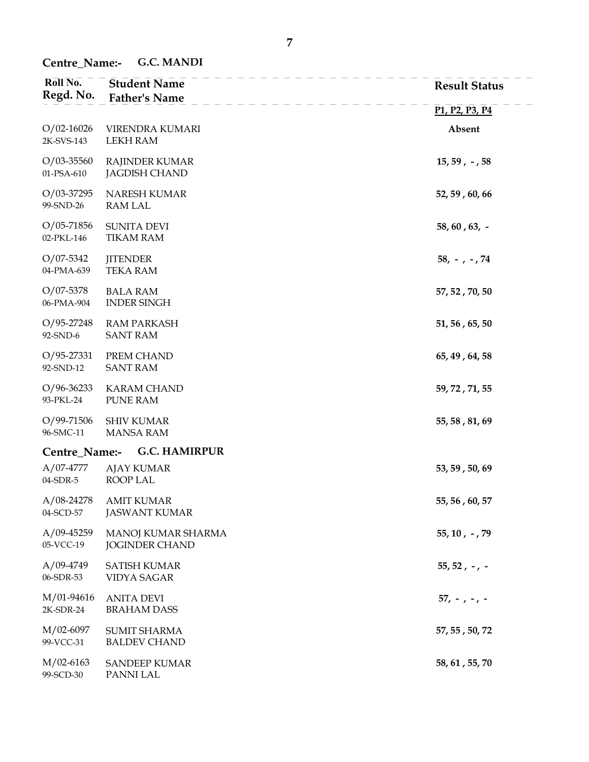**Centre_Name:- G.C. MANDI**

| Roll No. / Regd. No. | Student Name / Father's Name | Result Status P1, P2, P3, P4 |
|---|---|---|
| O/02-16026<br>2K-SVS-143 | VIRENDRA KUMARI<br>LEKH RAM | Absent |
| O/03-35560<br>01-PSA-610 | RAJINDER KUMAR<br>JAGDISH CHAND | 15, 59 , - , 58 |
| O/03-37295<br>99-SND-26 | NARESH KUMAR<br>RAM LAL | 52, 59 , 60, 66 |
| O/05-71856<br>02-PKL-146 | SUNITA DEVI<br>TIKAM RAM | 58, 60 , 63, - |
| O/07-5342<br>04-PMA-639 | JITENDER<br>TEKA RAM | 58, - , - , 74 |
| O/07-5378<br>06-PMA-904 | BALA RAM<br>INDER SINGH | 57, 52 , 70, 50 |
| O/95-27248<br>92-SND-6 | RAM PARKASH<br>SANT RAM | 51, 56 , 65, 50 |
| O/95-27331<br>92-SND-12 | PREM CHAND<br>SANT RAM | 65, 49 , 64, 58 |
| O/96-36233<br>93-PKL-24 | KARAM CHAND<br>PUNE RAM | 59, 72 , 71, 55 |
| O/99-71506<br>96-SMC-11 | SHIV KUMAR<br>MANSA RAM | 55, 58 , 81, 69 |

**Centre_Name:- G.C. HAMIRPUR**

| Roll No. / Regd. No. | Student Name / Father's Name | Result Status P1, P2, P3, P4 |
|---|---|---|
| A/07-4777<br>04-SDR-5 | AJAY KUMAR<br>ROOP LAL | 53, 59 , 50, 69 |
| A/08-24278<br>04-SCD-57 | AMIT KUMAR<br>JASWANT KUMAR | 55, 56 , 60, 57 |
| A/09-45259<br>05-VCC-19 | MANOJ KUMAR SHARMA<br>JOGINDER CHAND | 55, 10 , - , 79 |
| A/09-4749<br>06-SDR-53 | SATISH KUMAR<br>VIDYA SAGAR | 55, 52 , - , - |
| M/01-94616<br>2K-SDR-24 | ANITA DEVI<br>BRAHAM DASS | 57, - , - , - |
| M/02-6097<br>99-VCC-31 | SUMIT SHARMA<br>BALDEV CHAND | 57, 55 , 50, 72 |
| M/02-6163<br>99-SCD-30 | SANDEEP KUMAR<br>PANNI LAL | 58, 61 , 55, 70 |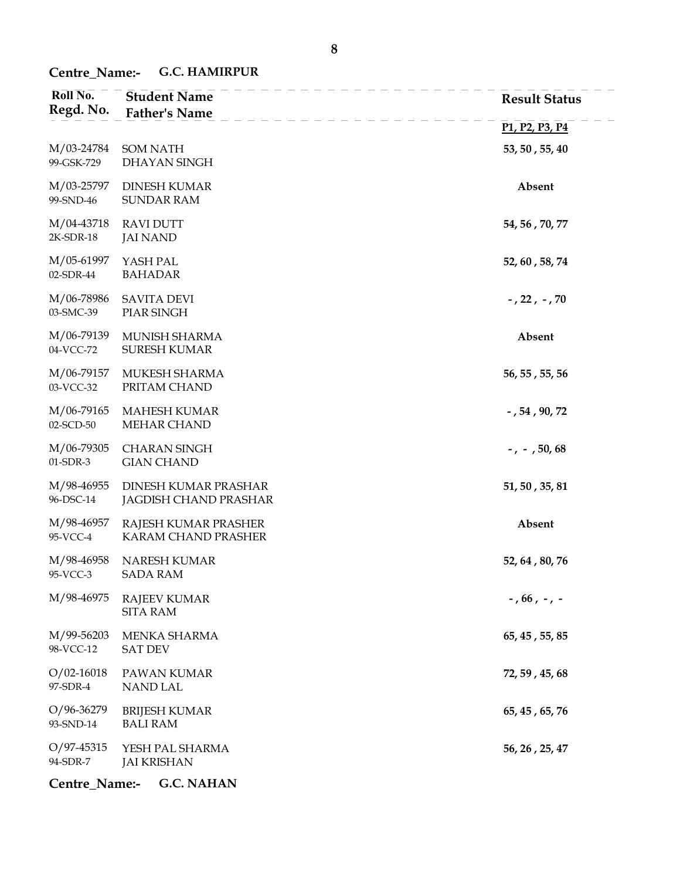**Centre_Name:- G.C. HAMIRPUR**

| Roll No. Regd. No. | Student Name Father's Name | Result Status |
|---|---|---|
| | | P1, P2, P3, P4 |
| M/03-24784 99-GSK-729 | SOM NATH DHAYAN SINGH | 53, 50 , 55, 40 |
| M/03-25797 99-SND-46 | DINESH KUMAR SUNDAR RAM | Absent |
| M/04-43718 2K-SDR-18 | RAVI DUTT JAI NAND | 54, 56 , 70, 77 |
| M/05-61997 02-SDR-44 | YASH PAL BAHADAR | 52, 60 , 58, 74 |
| M/06-78986 03-SMC-39 | SAVITA DEVI PIAR SINGH | - , 22 , - , 70 |
| M/06-79139 04-VCC-72 | MUNISH SHARMA SURESH KUMAR | Absent |
| M/06-79157 03-VCC-32 | MUKESH SHARMA PRITAM CHAND | 56, 55 , 55, 56 |
| M/06-79165 02-SCD-50 | MAHESH KUMAR MEHAR CHAND | - , 54 , 90, 72 |
| M/06-79305 01-SDR-3 | CHARAN SINGH GIAN CHAND | - , - , 50, 68 |
| M/98-46955 96-DSC-14 | DINESH KUMAR PRASHAR JAGDISH CHAND PRASHAR | 51, 50 , 35, 81 |
| M/98-46957 95-VCC-4 | RAJESH KUMAR PRASHER KARAM CHAND PRASHER | Absent |
| M/98-46958 95-VCC-3 | NARESH KUMAR SADA RAM | 52, 64 , 80, 76 |
| M/98-46975 | RAJEEV KUMAR SITA RAM | - , 66 , - , - |
| M/99-56203 98-VCC-12 | MENKA SHARMA SAT DEV | 65, 45 , 55, 85 |
| O/02-16018 97-SDR-4 | PAWAN KUMAR NAND LAL | 72, 59 , 45, 68 |
| O/96-36279 93-SND-14 | BRIJESH KUMAR BALI RAM | 65, 45 , 65, 76 |
| O/97-45315 94-SDR-7 | YESH PAL SHARMA JAI KRISHAN | 56, 26 , 25, 47 |

**Centre_Name:- G.C. NAHAN**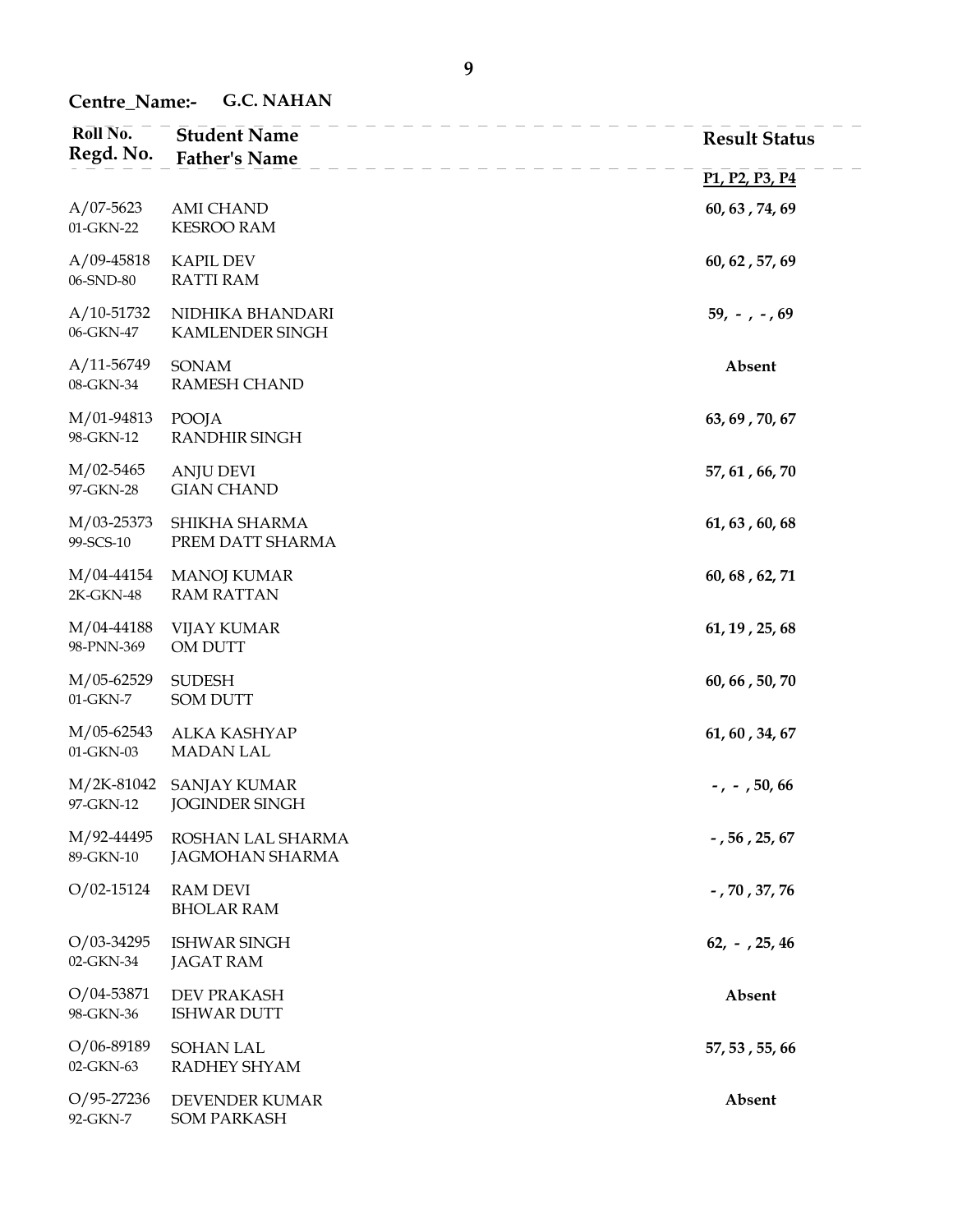Centre_Name:- **G.C. NAHAN**

| Roll No. / Regd. No. | Student Name / Father's Name | Result Status |
|---|---|---|
| | | P1, P2, P3, P4 |
| A/07-5623<br>01-GKN-22 | AMI CHAND<br>KESROO RAM | 60, 63 , 74, 69 |
| A/09-45818<br>06-SND-80 | KAPIL DEV<br>RATTI RAM | 60, 62 , 57, 69 |
| A/10-51732<br>06-GKN-47 | NIDHIKA BHANDARI<br>KAMLENDER SINGH | 59, - , - , 69 |
| A/11-56749<br>08-GKN-34 | SONAM<br>RAMESH CHAND | Absent |
| M/01-94813<br>98-GKN-12 | POOJA<br>RANDHIR SINGH | 63, 69 , 70, 67 |
| M/02-5465<br>97-GKN-28 | ANJU DEVI<br>GIAN CHAND | 57, 61 , 66, 70 |
| M/03-25373<br>99-SCS-10 | SHIKHA SHARMA<br>PREM DATT SHARMA | 61, 63 , 60, 68 |
| M/04-44154<br>2K-GKN-48 | MANOJ KUMAR<br>RAM RATTAN | 60, 68 , 62, 71 |
| M/04-44188<br>98-PNN-369 | VIJAY KUMAR<br>OM DUTT | 61, 19 , 25, 68 |
| M/05-62529<br>01-GKN-7 | SUDESH<br>SOM DUTT | 60, 66 , 50, 70 |
| M/05-62543<br>01-GKN-03 | ALKA KASHYAP<br>MADAN LAL | 61, 60 , 34, 67 |
| M/2K-81042<br>97-GKN-12 | SANJAY KUMAR<br>JOGINDER SINGH | - , - , 50, 66 |
| M/92-44495<br>89-GKN-10 | ROSHAN LAL SHARMA<br>JAGMOHAN SHARMA | - , 56 , 25, 67 |
| O/02-15124 | RAM DEVI<br>BHOLAR RAM | - , 70 , 37, 76 |
| O/03-34295<br>02-GKN-34 | ISHWAR SINGH<br>JAGAT RAM | 62, - , 25, 46 |
| O/04-53871<br>98-GKN-36 | DEV PRAKASH<br>ISHWAR DUTT | Absent |
| O/06-89189<br>02-GKN-63 | SOHAN LAL<br>RADHEY SHYAM | 57, 53 , 55, 66 |
| O/95-27236<br>92-GKN-7 | DEVENDER KUMAR<br>SOM PARKASH | Absent |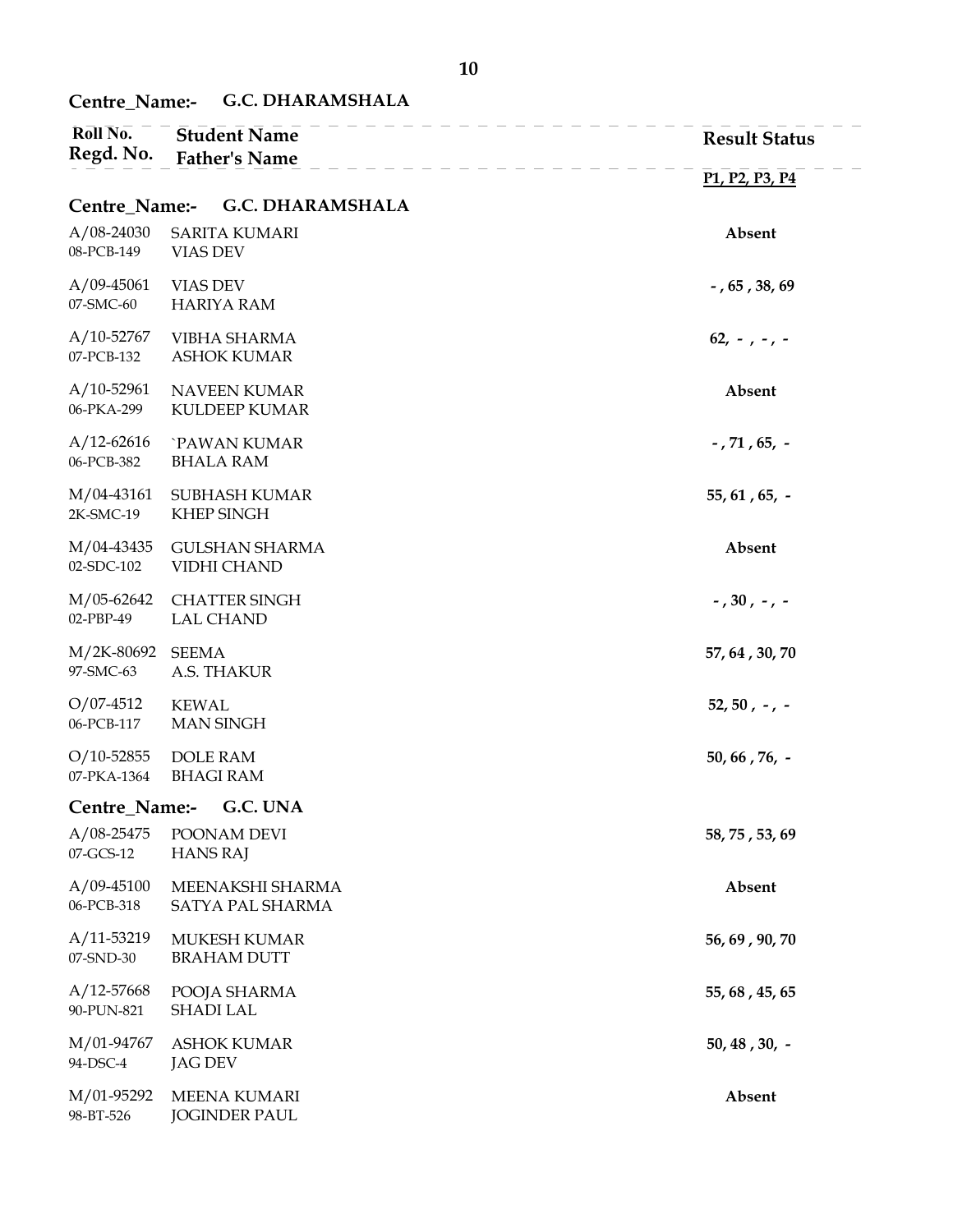**Centre_Name:- G.C. DHARAMSHALA**

| Roll No. / Regd. No. | Student Name / Father's Name | Result Status P1, P2, P3, P4 |
|---|---|---|
| **Centre_Name:- G.C. DHARAMSHALA** | | |
| A/08-24030<br>08-PCB-149 | SARITA KUMARI<br>VIAS DEV | **Absent** |
| A/09-45061<br>07-SMC-60 | VIAS DEV<br>HARIYA RAM | **- , 65 , 38, 69** |
| A/10-52767<br>07-PCB-132 | VIBHA SHARMA<br>ASHOK KUMAR | **62, - , - , -** |
| A/10-52961<br>06-PKA-299 | NAVEEN KUMAR<br>KULDEEP KUMAR | **Absent** |
| A/12-62616<br>06-PCB-382 | `PAWAN KUMAR<br>BHALA RAM | **- , 71 , 65, -** |
| M/04-43161<br>2K-SMC-19 | SUBHASH KUMAR<br>KHEP SINGH | **55, 61 , 65, -** |
| M/04-43435<br>02-SDC-102 | GULSHAN SHARMA<br>VIDHI CHAND | **Absent** |
| M/05-62642<br>02-PBP-49 | CHATTER SINGH<br>LAL CHAND | **- , 30 , - , -** |
| M/2K-80692<br>97-SMC-63 | SEEMA<br>A.S. THAKUR | **57, 64 , 30, 70** |
| O/07-4512<br>06-PCB-117 | KEWAL<br>MAN SINGH | **52, 50 , - , -** |
| O/10-52855<br>07-PKA-1364 | DOLE RAM<br>BHAGI RAM | **50, 66 , 76, -** |
| **Centre_Name:- G.C. UNA** | | |
| A/08-25475<br>07-GCS-12 | POONAM DEVI<br>HANS RAJ | **58, 75 , 53, 69** |
| A/09-45100<br>06-PCB-318 | MEENAKSHI SHARMA<br>SATYA PAL SHARMA | **Absent** |
| A/11-53219<br>07-SND-30 | MUKESH KUMAR<br>BRAHAM DUTT | **56, 69 , 90, 70** |
| A/12-57668<br>90-PUN-821 | POOJA SHARMA<br>SHADI LAL | **55, 68 , 45, 65** |
| M/01-94767<br>94-DSC-4 | ASHOK KUMAR<br>JAG DEV | **50, 48 , 30, -** |
| M/01-95292<br>98-BT-526 | MEENA KUMARI<br>JOGINDER PAUL | **Absent** |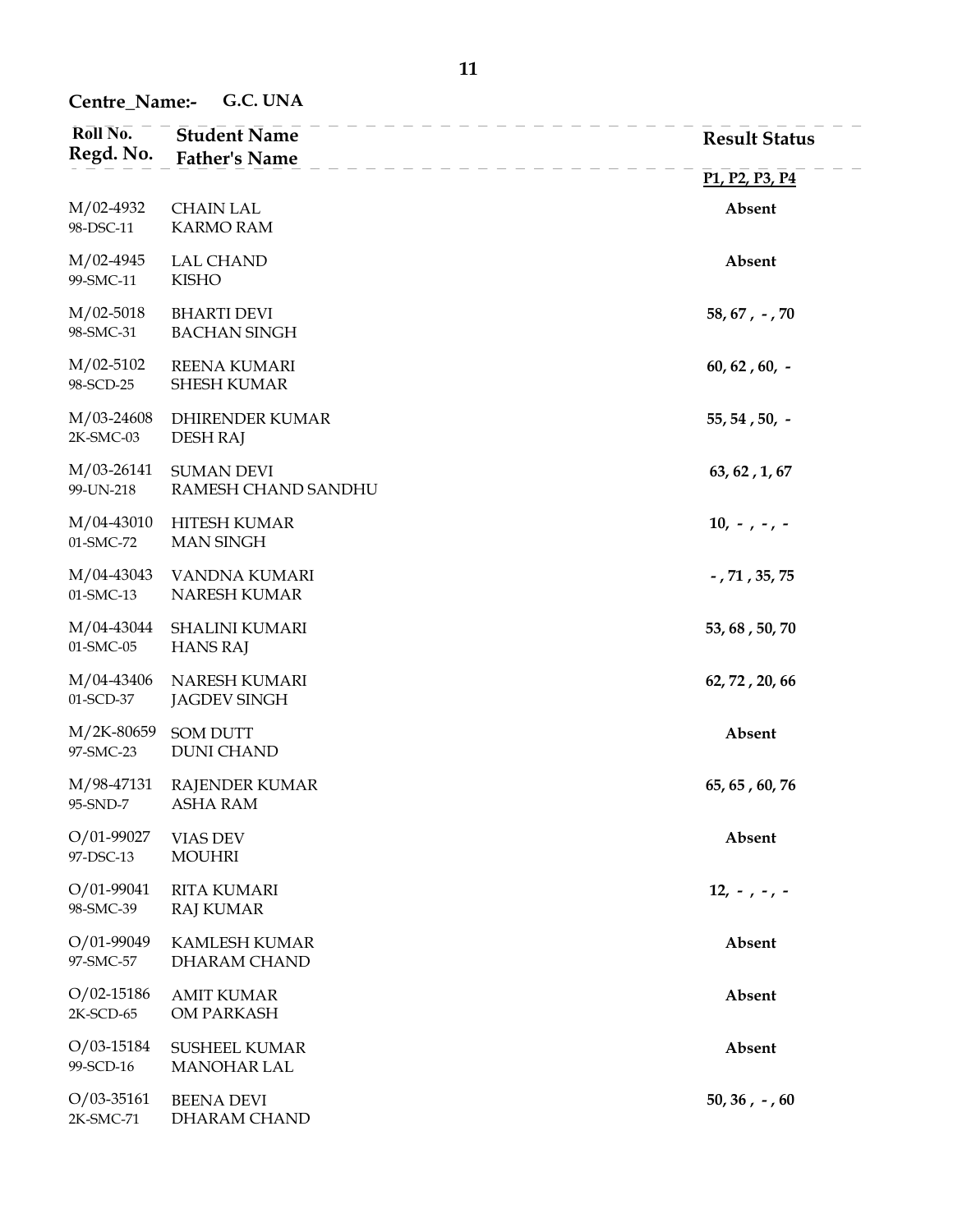**Centre_Name:-** **G.C. UNA**

| Roll No. / Regd. No. | Student Name / Father's Name | Result Status P1, P2, P3, P4 |
|---|---|---|
| M/02-4932<br>98-DSC-11 | CHAIN LAL<br>KARMO RAM | **Absent** |
| M/02-4945<br>99-SMC-11 | LAL CHAND<br>KISHO | **Absent** |
| M/02-5018<br>98-SMC-31 | BHARTI DEVI<br>BACHAN SINGH | **58, 67 , - , 70** |
| M/02-5102<br>98-SCD-25 | REENA KUMARI<br>SHESH KUMAR | **60, 62 , 60, -** |
| M/03-24608<br>2K-SMC-03 | DHIRENDER KUMAR<br>DESH RAJ | **55, 54 , 50, -** |
| M/03-26141<br>99-UN-218 | SUMAN DEVI<br>RAMESH CHAND SANDHU | **63, 62 , 1, 67** |
| M/04-43010<br>01-SMC-72 | HITESH KUMAR<br>MAN SINGH | **10, - , - , -** |
| M/04-43043<br>01-SMC-13 | VANDNA KUMARI<br>NARESH KUMAR | **- , 71 , 35, 75** |
| M/04-43044<br>01-SMC-05 | SHALINI KUMARI<br>HANS RAJ | **53, 68 , 50, 70** |
| M/04-43406<br>01-SCD-37 | NARESH KUMARI<br>JAGDEV SINGH | **62, 72 , 20, 66** |
| M/2K-80659<br>97-SMC-23 | SOM DUTT<br>DUNI CHAND | **Absent** |
| M/98-47131<br>95-SND-7 | RAJENDER KUMAR<br>ASHA RAM | **65, 65 , 60, 76** |
| O/01-99027<br>97-DSC-13 | VIAS DEV<br>MOUHRI | **Absent** |
| O/01-99041<br>98-SMC-39 | RITA KUMARI<br>RAJ KUMAR | **12, - , - , -** |
| O/01-99049<br>97-SMC-57 | KAMLESH KUMAR<br>DHARAM CHAND | **Absent** |
| O/02-15186<br>2K-SCD-65 | AMIT KUMAR<br>OM PARKASH | **Absent** |
| O/03-15184<br>99-SCD-16 | SUSHEEL KUMAR<br>MANOHAR LAL | **Absent** |
| O/03-35161<br>2K-SMC-71 | BEENA DEVI<br>DHARAM CHAND | **50, 36 , - , 60** |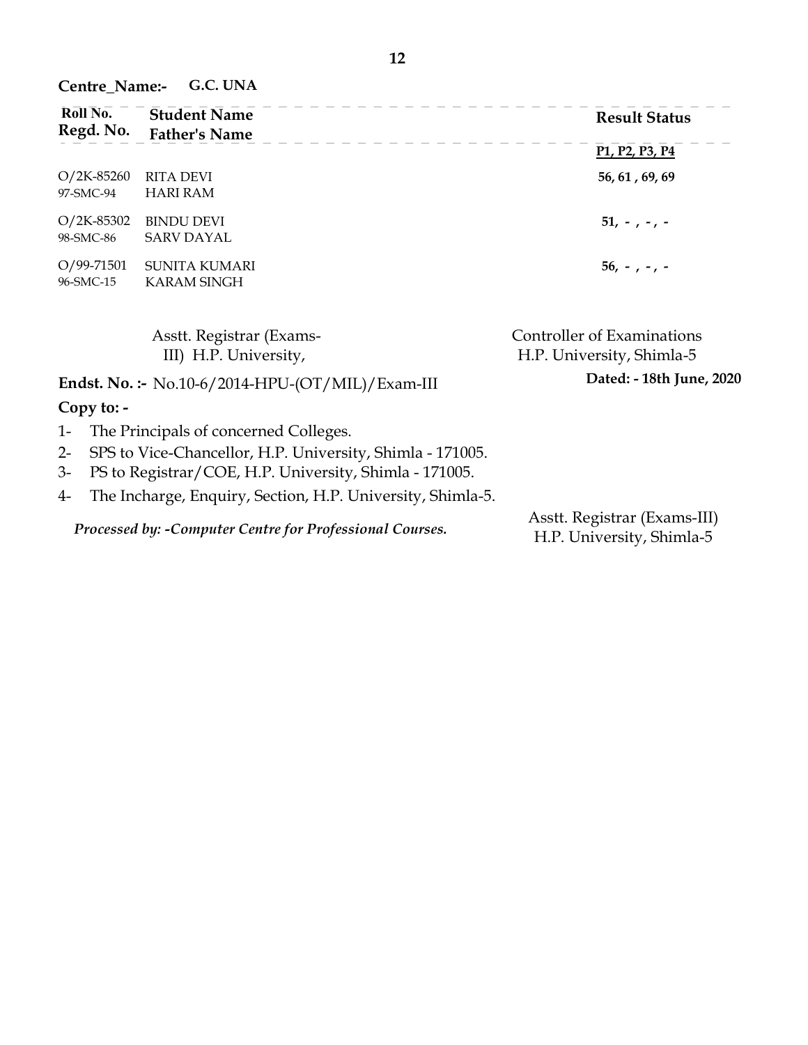**Centre_Name:- G.C. UNA**

| Roll No.<br>Regd. No. | Student Name<br>Father's Name | Result Status<br>P1, P2, P3, P4 |
|---|---|---|
| O/2K-85260<br>97-SMC-94 | RITA DEVI<br>HARI RAM | 56, 61 , 69, 69 |
| O/2K-85302<br>98-SMC-86 | BINDU DEVI<br>SARV DAYAL | 51, - , - , - |
| O/99-71501<br>96-SMC-15 | SUNITA KUMARI<br>KARAM SINGH | 56, - , - , - |

Asstt. Registrar (Exams-III) H.P. University,

Controller of Examinations
H.P. University, Shimla-5

**Endst. No. :-** No.10-6/2014-HPU-(OT/MIL)/Exam-III

**Dated: - 18th June, 2020**

**Copy to: -**

1- The Principals of concerned Colleges.
2- SPS to Vice-Chancellor, H.P. University, Shimla - 171005.
3- PS to Registrar/COE, H.P. University, Shimla - 171005.
4- The Incharge, Enquiry, Section, H.P. University, Shimla-5.

***Processed by: -Computer Centre for Professional Courses.***

Asstt. Registrar (Exams-III)
H.P. University, Shimla-5